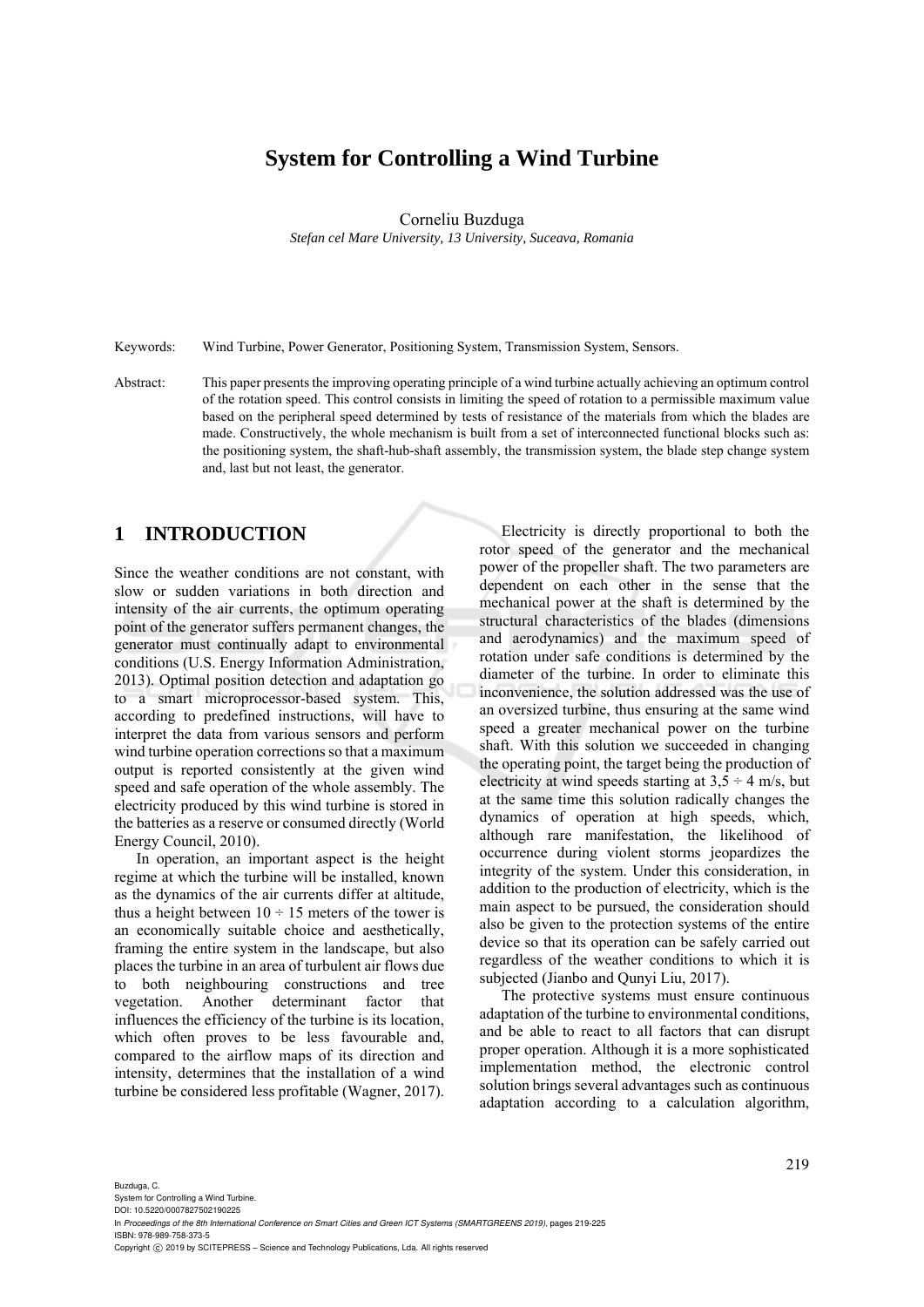# System for Controlling a Wind Turbine

Corneliu Buzduga

*Stefan cel Mare University, 13 University, Suceava, Romania*

Keywords: Wind Turbine, Power Generator, Positioning System, Transmission System, Sensors.

Abstract: This paper presents the improving operating principle of a wind turbine actually achieving an optimum control of the rotation speed. This control consists in limiting the speed of rotation to a permissible maximum value based on the peripheral speed determined by tests of resistance of the materials from which the blades are made. Constructively, the whole mechanism is built from a set of interconnected functional blocks such as: the positioning system, the shaft-hub-shaft assembly, the transmission system, the blade step change system and, last but not least, the generator.

## 1 INTRODUCTION

Since the weather conditions are not constant, with slow or sudden variations in both direction and intensity of the air currents, the optimum operating point of the generator suffers permanent changes, the generator must continually adapt to environmental conditions (U.S. Energy Information Administration, 2013). Optimal position detection and adaptation go to a smart microprocessor-based system. This, according to predefined instructions, will have to interpret the data from various sensors and perform wind turbine operation corrections so that a maximum output is reported consistently at the given wind speed and safe operation of the whole assembly. The electricity produced by this wind turbine is stored in the batteries as a reserve or consumed directly (World Energy Council, 2010).

In operation, an important aspect is the height regime at which the turbine will be installed, known as the dynamics of the air currents differ at altitude, thus a height between 10 ÷ 15 meters of the tower is an economically suitable choice and aesthetically, framing the entire system in the landscape, but also places the turbine in an area of turbulent air flows due to both neighbouring constructions and tree vegetation. Another determinant factor that influences the efficiency of the turbine is its location, which often proves to be less favourable and, compared to the airflow maps of its direction and intensity, determines that the installation of a wind turbine be considered less profitable (Wagner, 2017).

Electricity is directly proportional to both the rotor speed of the generator and the mechanical power of the propeller shaft. The two parameters are dependent on each other in the sense that the mechanical power at the shaft is determined by the structural characteristics of the blades (dimensions and aerodynamics) and the maximum speed of rotation under safe conditions is determined by the diameter of the turbine. In order to eliminate this inconvenience, the solution addressed was the use of an oversized turbine, thus ensuring at the same wind speed a greater mechanical power on the turbine shaft. With this solution we succeeded in changing the operating point, the target being the production of electricity at wind speeds starting at 3,5 ÷ 4 m/s, but at the same time this solution radically changes the dynamics of operation at high speeds, which, although rare manifestation, the likelihood of occurrence during violent storms jeopardizes the integrity of the system. Under this consideration, in addition to the production of electricity, which is the main aspect to be pursued, the consideration should also be given to the protection systems of the entire device so that its operation can be safely carried out regardless of the weather conditions to which it is subjected (Jianbo and Qunyi Liu, 2017).

The protective systems must ensure continuous adaptation of the turbine to environmental conditions, and be able to react to all factors that can disrupt proper operation. Although it is a more sophisticated implementation method, the electronic control solution brings several advantages such as continuous adaptation according to a calculation algorithm,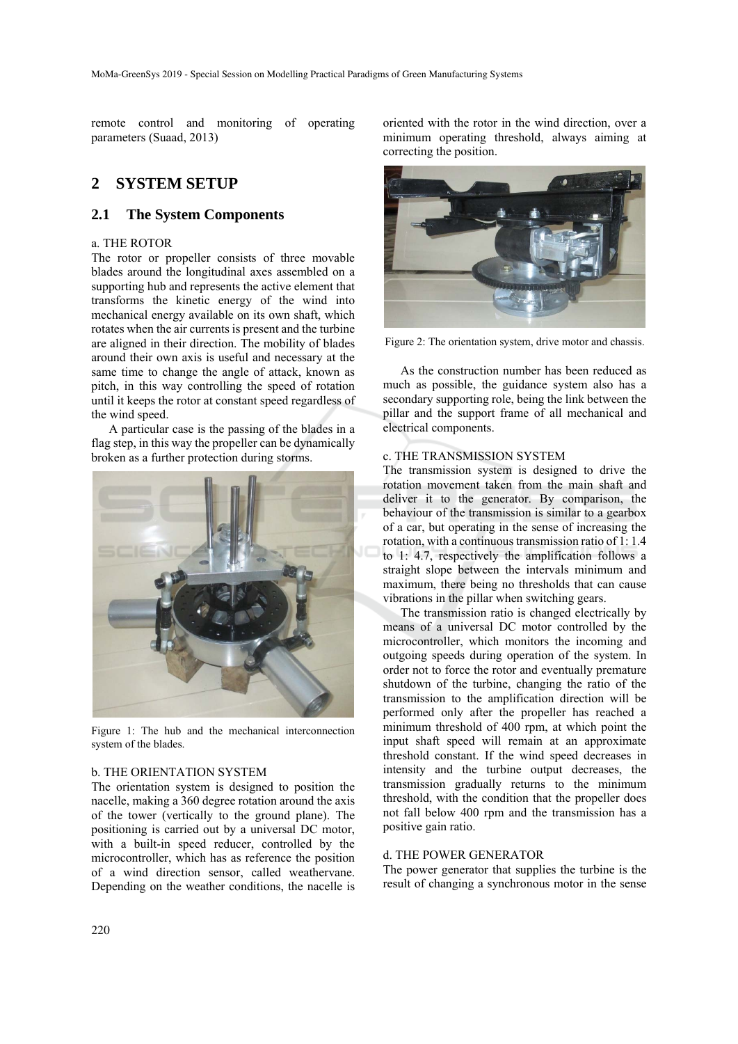remote control and monitoring of operating parameters (Suaad, 2013)

## 2 SYSTEM SETUP

### 2.1 The System Components

a. THE ROTOR

The rotor or propeller consists of three movable blades around the longitudinal axes assembled on a supporting hub and represents the active element that transforms the kinetic energy of the wind into mechanical energy available on its own shaft, which rotates when the air currents is present and the turbine are aligned in their direction. The mobility of blades around their own axis is useful and necessary at the same time to change the angle of attack, known as pitch, in this way controlling the speed of rotation until it keeps the rotor at constant speed regardless of the wind speed.

A particular case is the passing of the blades in a flag step, in this way the propeller can be dynamically broken as a further protection during storms.

Figure 1: The hub and the mechanical interconnection system of the blades.

b. THE ORIENTATION SYSTEM

The orientation system is designed to position the nacelle, making a 360 degree rotation around the axis of the tower (vertically to the ground plane). The positioning is carried out by a universal DC motor, with a built-in speed reducer, controlled by the microcontroller, which has as reference the position of a wind direction sensor, called weathervane. Depending on the weather conditions, the nacelle is oriented with the rotor in the wind direction, over a minimum operating threshold, always aiming at correcting the position.

Figure 2: The orientation system, drive motor and chassis.

As the construction number has been reduced as much as possible, the guidance system also has a secondary supporting role, being the link between the pillar and the support frame of all mechanical and electrical components.

c. THE TRANSMISSION SYSTEM

The transmission system is designed to drive the rotation movement taken from the main shaft and deliver it to the generator. By comparison, the behaviour of the transmission is similar to a gearbox of a car, but operating in the sense of increasing the rotation, with a continuous transmission ratio of 1: 1.4 to 1: 4.7, respectively the amplification follows a straight slope between the intervals minimum and maximum, there being no thresholds that can cause vibrations in the pillar when switching gears.

The transmission ratio is changed electrically by means of a universal DC motor controlled by the microcontroller, which monitors the incoming and outgoing speeds during operation of the system. In order not to force the rotor and eventually premature shutdown of the turbine, changing the ratio of the transmission to the amplification direction will be performed only after the propeller has reached a minimum threshold of 400 rpm, at which point the input shaft speed will remain at an approximate threshold constant. If the wind speed decreases in intensity and the turbine output decreases, the transmission gradually returns to the minimum threshold, with the condition that the propeller does not fall below 400 rpm and the transmission has a positive gain ratio.

d. THE POWER GENERATOR

The power generator that supplies the turbine is the result of changing a synchronous motor in the sense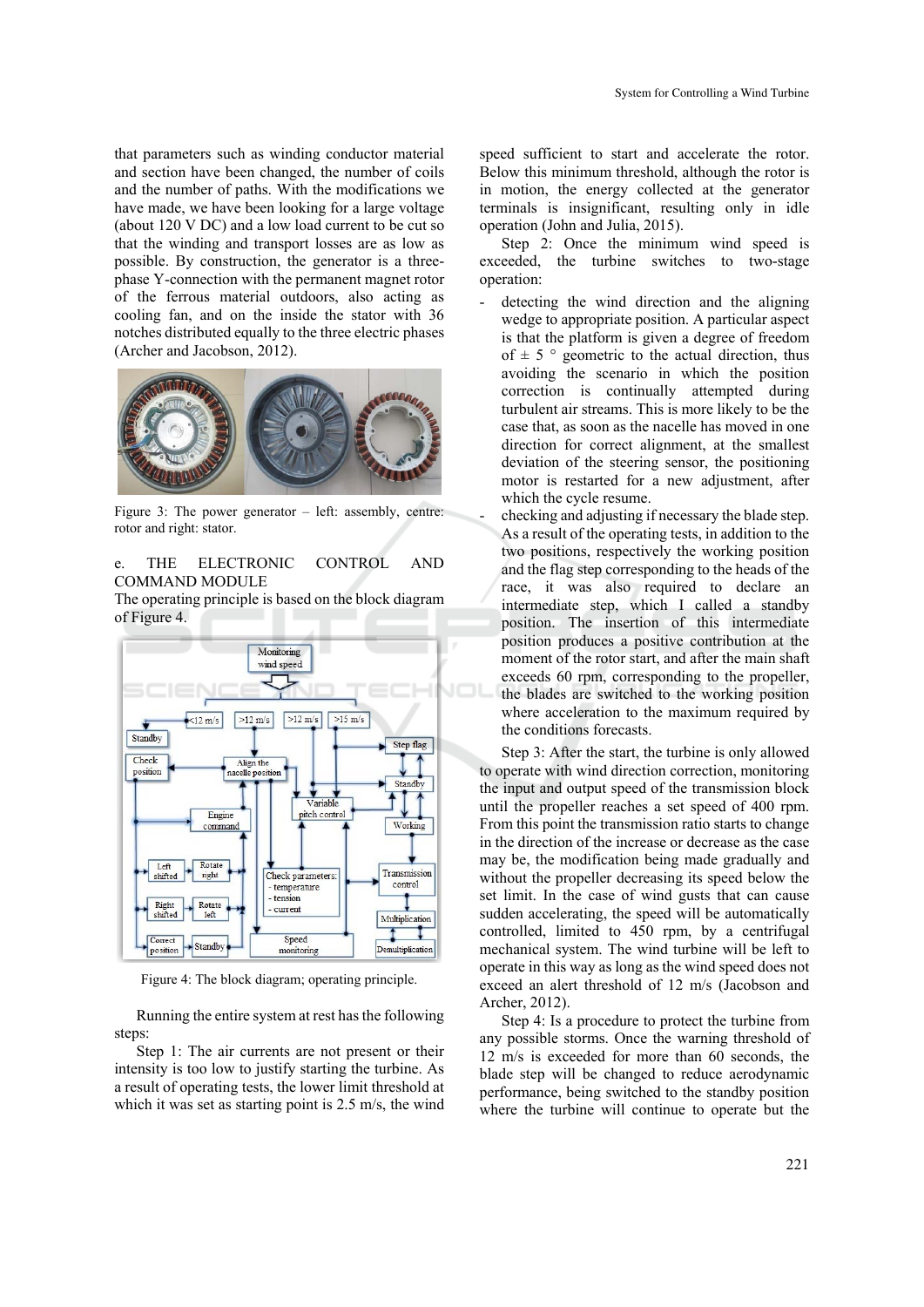that parameters such as winding conductor material and section have been changed, the number of coils and the number of paths. With the modifications we have made, we have been looking for a large voltage (about 120 V DC) and a low load current to be cut so that the winding and transport losses are as low as possible. By construction, the generator is a three-phase Y-connection with the permanent magnet rotor of the ferrous material outdoors, also acting as cooling fan, and on the inside the stator with 36 notches distributed equally to the three electric phases (Archer and Jacobson, 2012).

Figure 3: The power generator – left: assembly, centre: rotor and right: stator.

e. THE ELECTRONIC CONTROL AND COMMAND MODULE

The operating principle is based on the block diagram of Figure 4.

Figure 4: The block diagram; operating principle.

Running the entire system at rest has the following steps:

Step 1: The air currents are not present or their intensity is too low to justify starting the turbine. As a result of operating tests, the lower limit threshold at which it was set as starting point is 2.5 m/s, the wind speed sufficient to start and accelerate the rotor. Below this minimum threshold, although the rotor is in motion, the energy collected at the generator terminals is insignificant, resulting only in idle operation (John and Julia, 2015).

Step 2: Once the minimum wind speed is exceeded, the turbine switches to two-stage operation:

- detecting the wind direction and the aligning wedge to appropriate position. A particular aspect is that the platform is given a degree of freedom of ± 5 ° geometric to the actual direction, thus avoiding the scenario in which the position correction is continually attempted during turbulent air streams. This is more likely to be the case that, as soon as the nacelle has moved in one direction for correct alignment, at the smallest deviation of the steering sensor, the positioning motor is restarted for a new adjustment, after which the cycle resume.
- checking and adjusting if necessary the blade step. As a result of the operating tests, in addition to the two positions, respectively the working position and the flag step corresponding to the heads of the race, it was also required to declare an intermediate step, which I called a standby position. The insertion of this intermediate position produces a positive contribution at the moment of the rotor start, and after the main shaft exceeds 60 rpm, corresponding to the propeller, the blades are switched to the working position where acceleration to the maximum required by the conditions forecasts.

Step 3: After the start, the turbine is only allowed to operate with wind direction correction, monitoring the input and output speed of the transmission block until the propeller reaches a set speed of 400 rpm. From this point the transmission ratio starts to change in the direction of the increase or decrease as the case may be, the modification being made gradually and without the propeller decreasing its speed below the set limit. In the case of wind gusts that can cause sudden accelerating, the speed will be automatically controlled, limited to 450 rpm, by a centrifugal mechanical system. The wind turbine will be left to operate in this way as long as the wind speed does not exceed an alert threshold of 12 m/s (Jacobson and Archer, 2012).

Step 4: Is a procedure to protect the turbine from any possible storms. Once the warning threshold of 12 m/s is exceeded for more than 60 seconds, the blade step will be changed to reduce aerodynamic performance, being switched to the standby position where the turbine will continue to operate but the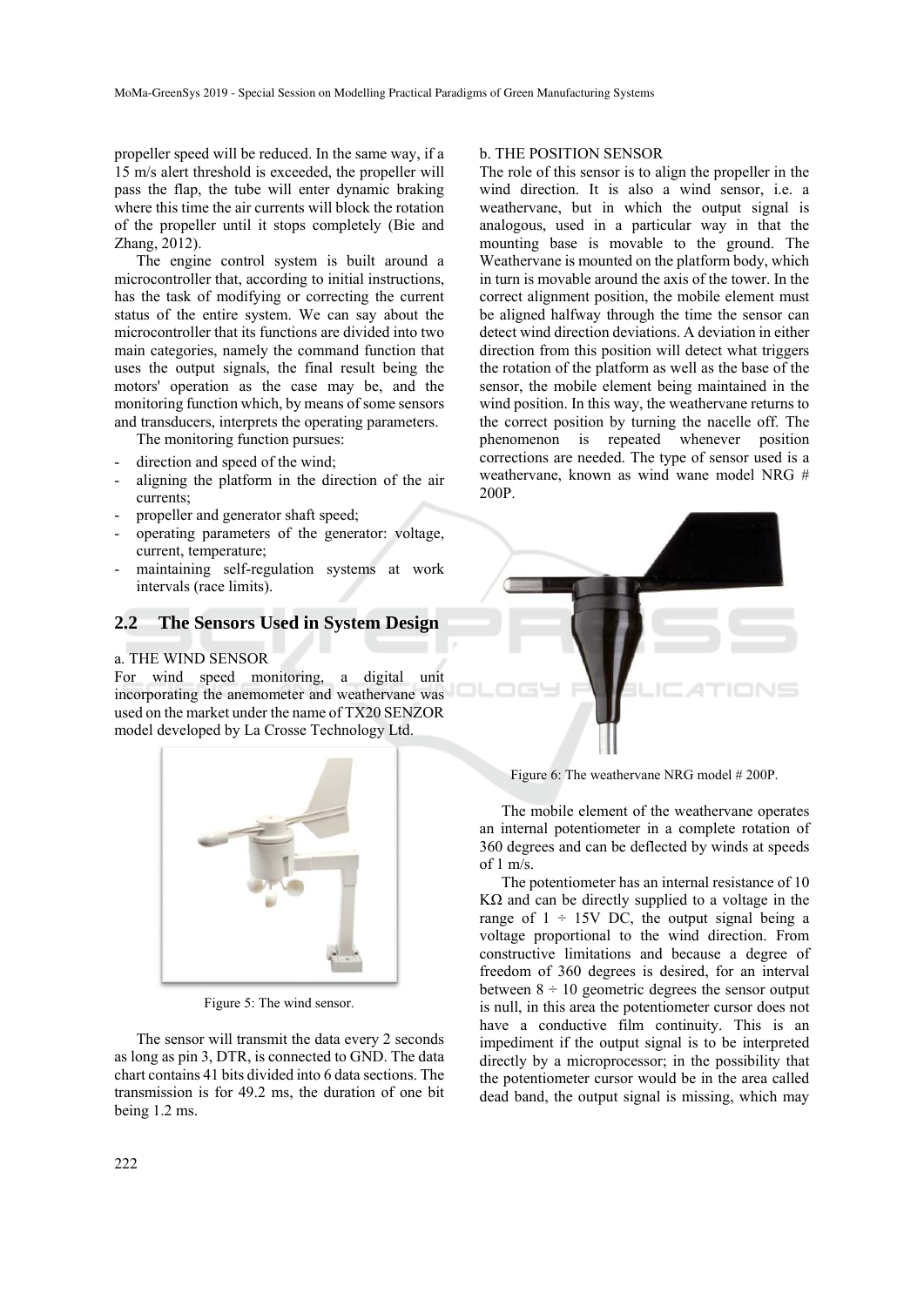propeller speed will be reduced. In the same way, if a 15 m/s alert threshold is exceeded, the propeller will pass the flap, the tube will enter dynamic braking where this time the air currents will block the rotation of the propeller until it stops completely (Bie and Zhang, 2012).

The engine control system is built around a microcontroller that, according to initial instructions, has the task of modifying or correcting the current status of the entire system. We can say about the microcontroller that its functions are divided into two main categories, namely the command function that uses the output signals, the final result being the motors' operation as the case may be, and the monitoring function which, by means of some sensors and transducers, interprets the operating parameters.

The monitoring function pursues:

- direction and speed of the wind;
- aligning the platform in the direction of the air currents;
- propeller and generator shaft speed;
- operating parameters of the generator: voltage, current, temperature;
- maintaining self-regulation systems at work intervals (race limits).

## 2.2 The Sensors Used in System Design

a. THE WIND SENSOR

For wind speed monitoring, a digital unit incorporating the anemometer and weathervane was used on the market under the name of TX20 SENZOR model developed by La Crosse Technology Ltd.

Figure 5: The wind sensor.

The sensor will transmit the data every 2 seconds as long as pin 3, DTR, is connected to GND. The data chart contains 41 bits divided into 6 data sections. The transmission is for 49.2 ms, the duration of one bit being 1.2 ms.

b. THE POSITION SENSOR

The role of this sensor is to align the propeller in the wind direction. It is also a wind sensor, i.e. a weathervane, but in which the output signal is analogous, used in a particular way in that the mounting base is movable to the ground. The Weathervane is mounted on the platform body, which in turn is movable around the axis of the tower. In the correct alignment position, the mobile element must be aligned halfway through the time the sensor can detect wind direction deviations. A deviation in either direction from this position will detect what triggers the rotation of the platform as well as the base of the sensor, the mobile element being maintained in the wind position. In this way, the weathervane returns to the correct position by turning the nacelle off. The phenomenon is repeated whenever position corrections are needed. The type of sensor used is a weathervane, known as wind wane model NRG # 200P.

Figure 6: The weathervane NRG model # 200P.

The mobile element of the weathervane operates an internal potentiometer in a complete rotation of 360 degrees and can be deflected by winds at speeds of 1 m/s.

The potentiometer has an internal resistance of 10 KΩ and can be directly supplied to a voltage in the range of 1 ÷ 15V DC, the output signal being a voltage proportional to the wind direction. From constructive limitations and because a degree of freedom of 360 degrees is desired, for an interval between 8 ÷ 10 geometric degrees the sensor output is null, in this area the potentiometer cursor does not have a conductive film continuity. This is an impediment if the output signal is to be interpreted directly by a microprocessor; in the possibility that the potentiometer cursor would be in the area called dead band, the output signal is missing, which may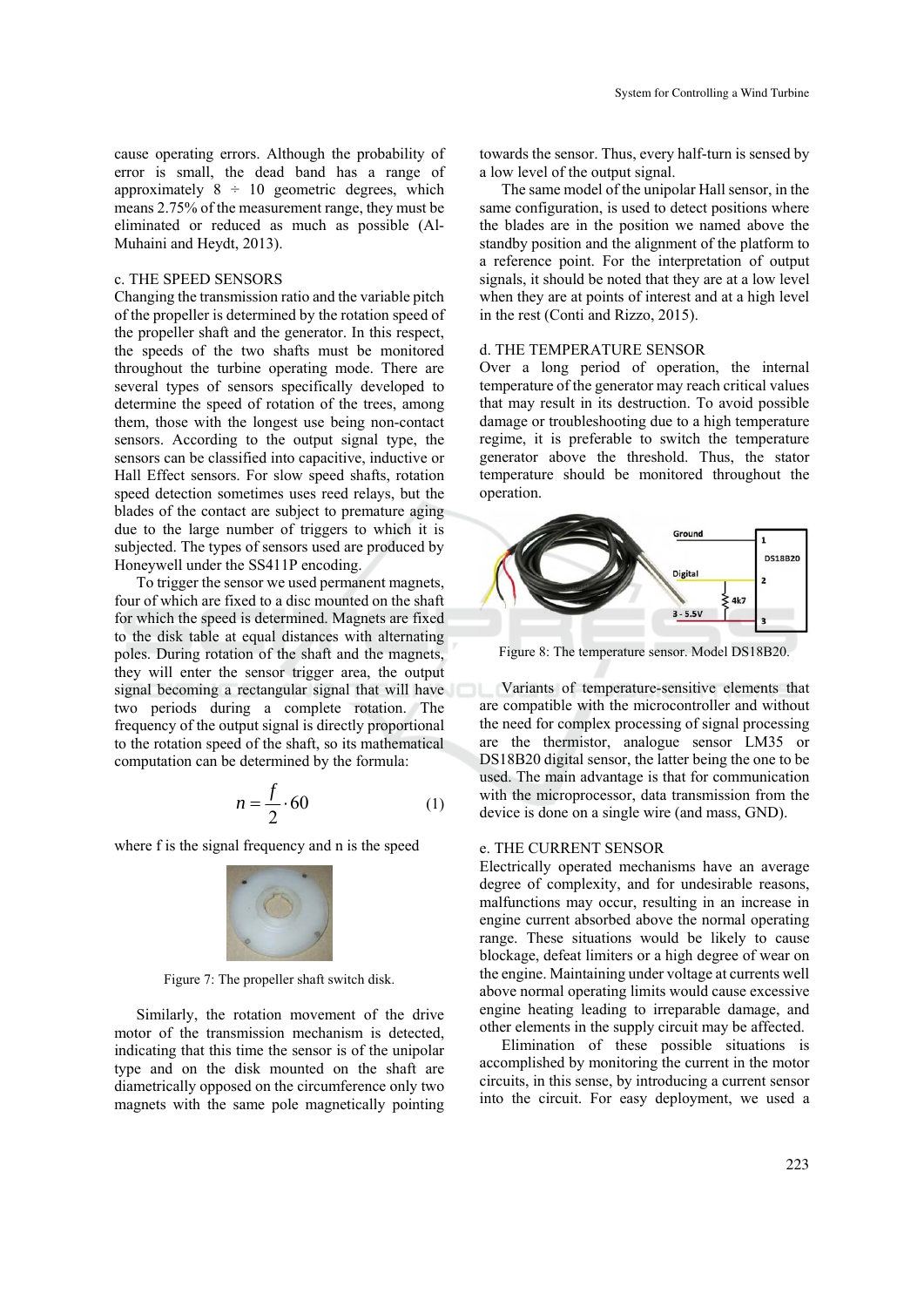cause operating errors. Although the probability of error is small, the dead band has a range of approximately 8 ÷ 10 geometric degrees, which means 2.75% of the measurement range, they must be eliminated or reduced as much as possible (Al-Muhaini and Heydt, 2013).

c. THE SPEED SENSORS

Changing the transmission ratio and the variable pitch of the propeller is determined by the rotation speed of the propeller shaft and the generator. In this respect, the speeds of the two shafts must be monitored throughout the turbine operating mode. There are several types of sensors specifically developed to determine the speed of rotation of the trees, among them, those with the longest use being non-contact sensors. According to the output signal type, the sensors can be classified into capacitive, inductive or Hall Effect sensors. For slow speed shafts, rotation speed detection sometimes uses reed relays, but the blades of the contact are subject to premature aging due to the large number of triggers to which it is subjected. The types of sensors used are produced by Honeywell under the SS411P encoding.

To trigger the sensor we used permanent magnets, four of which are fixed to a disc mounted on the shaft for which the speed is determined. Magnets are fixed to the disk table at equal distances with alternating poles. During rotation of the shaft and the magnets, they will enter the sensor trigger area, the output signal becoming a rectangular signal that will have two periods during a complete rotation. The frequency of the output signal is directly proportional to the rotation speed of the shaft, so its mathematical computation can be determined by the formula:

$$n = \frac{f}{2} \cdot 60 \tag{1}$$

where f is the signal frequency and n is the speed

Figure 7: The propeller shaft switch disk.

Similarly, the rotation movement of the drive motor of the transmission mechanism is detected, indicating that this time the sensor is of the unipolar type and on the disk mounted on the shaft are diametrically opposed on the circumference only two magnets with the same pole magnetically pointing towards the sensor. Thus, every half-turn is sensed by a low level of the output signal.

The same model of the unipolar Hall sensor, in the same configuration, is used to detect positions where the blades are in the position we named above the standby position and the alignment of the platform to a reference point. For the interpretation of output signals, it should be noted that they are at a low level when they are at points of interest and at a high level in the rest (Conti and Rizzo, 2015).

d. THE TEMPERATURE SENSOR

Over a long period of operation, the internal temperature of the generator may reach critical values that may result in its destruction. To avoid possible damage or troubleshooting due to a high temperature regime, it is preferable to switch the temperature generator above the threshold. Thus, the stator temperature should be monitored throughout the operation.

Figure 8: The temperature sensor. Model DS18B20.

Variants of temperature-sensitive elements that are compatible with the microcontroller and without the need for complex processing of signal processing are the thermistor, analogue sensor LM35 or DS18B20 digital sensor, the latter being the one to be used. The main advantage is that for communication with the microprocessor, data transmission from the device is done on a single wire (and mass, GND).

e. THE CURRENT SENSOR

Electrically operated mechanisms have an average degree of complexity, and for undesirable reasons, malfunctions may occur, resulting in an increase in engine current absorbed above the normal operating range. These situations would be likely to cause blockage, defeat limiters or a high degree of wear on the engine. Maintaining under voltage at currents well above normal operating limits would cause excessive engine heating leading to irreparable damage, and other elements in the supply circuit may be affected.

Elimination of these possible situations is accomplished by monitoring the current in the motor circuits, in this sense, by introducing a current sensor into the circuit. For easy deployment, we used a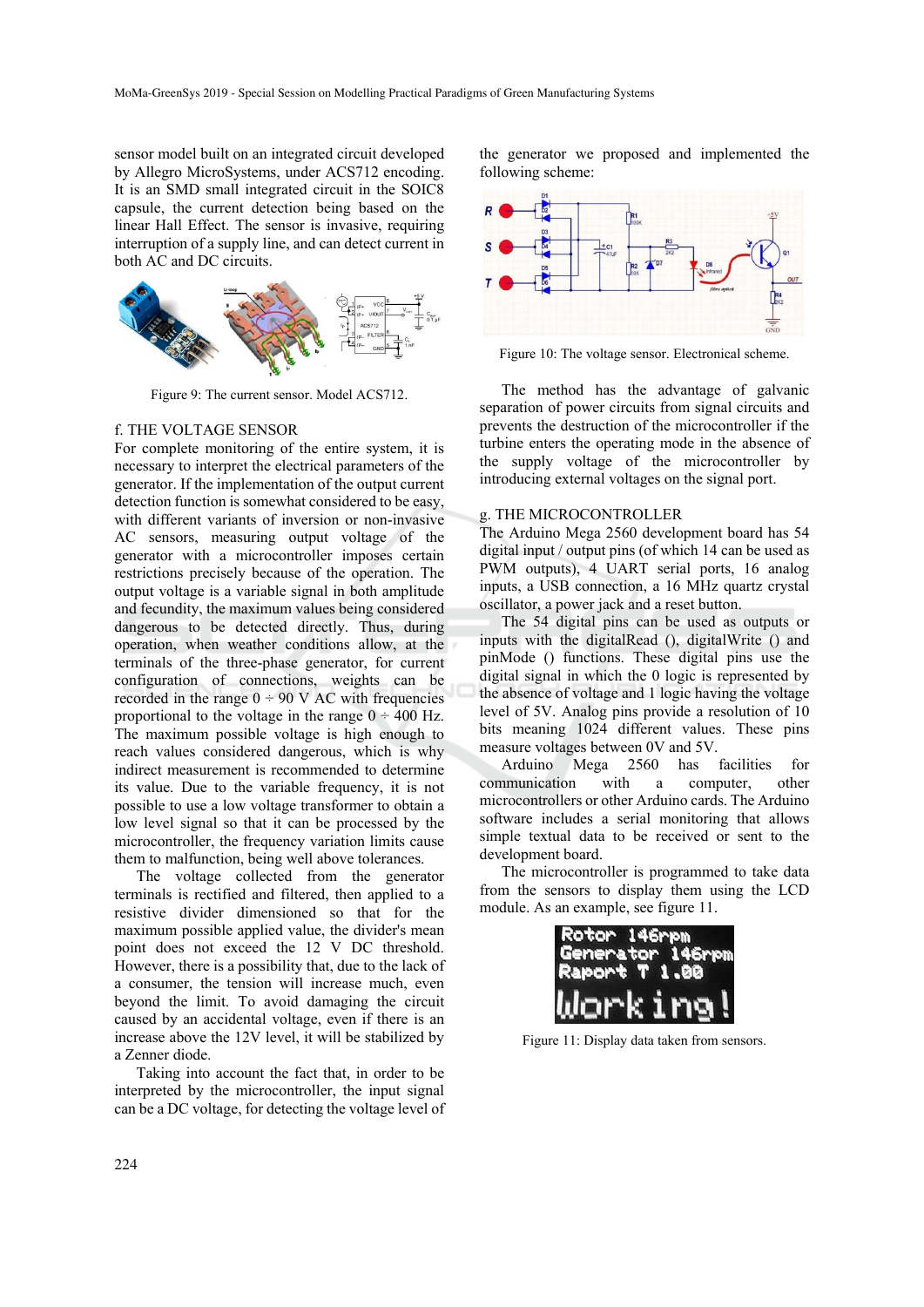sensor model built on an integrated circuit developed by Allegro MicroSystems, under ACS712 encoding. It is an SMD small integrated circuit in the SOIC8 capsule, the current detection being based on the linear Hall Effect. The sensor is invasive, requiring interruption of a supply line, and can detect current in both AC and DC circuits.

Figure 9: The current sensor. Model ACS712.

### f. THE VOLTAGE SENSOR

For complete monitoring of the entire system, it is necessary to interpret the electrical parameters of the generator. If the implementation of the output current detection function is somewhat considered to be easy, with different variants of inversion or non-invasive AC sensors, measuring output voltage of the generator with a microcontroller imposes certain restrictions precisely because of the operation. The output voltage is a variable signal in both amplitude and fecundity, the maximum values being considered dangerous to be detected directly. Thus, during operation, when weather conditions allow, at the terminals of the three-phase generator, for current configuration of connections, weights can be recorded in the range 0 ÷ 90 V AC with frequencies proportional to the voltage in the range 0 ÷ 400 Hz. The maximum possible voltage is high enough to reach values considered dangerous, which is why indirect measurement is recommended to determine its value. Due to the variable frequency, it is not possible to use a low voltage transformer to obtain a low level signal so that it can be processed by the microcontroller, the frequency variation limits cause them to malfunction, being well above tolerances.

The voltage collected from the generator terminals is rectified and filtered, then applied to a resistive divider dimensioned so that for the maximum possible applied value, the divider's mean point does not exceed the 12 V DC threshold. However, there is a possibility that, due to the lack of a consumer, the tension will increase much, even beyond the limit. To avoid damaging the circuit caused by an accidental voltage, even if there is an increase above the 12V level, it will be stabilized by a Zenner diode.

Taking into account the fact that, in order to be interpreted by the microcontroller, the input signal can be a DC voltage, for detecting the voltage level of the generator we proposed and implemented the following scheme:

Figure 10: The voltage sensor. Electronical scheme.

The method has the advantage of galvanic separation of power circuits from signal circuits and prevents the destruction of the microcontroller if the turbine enters the operating mode in the absence of the supply voltage of the microcontroller by introducing external voltages on the signal port.

### g. THE MICROCONTROLLER

The Arduino Mega 2560 development board has 54 digital input / output pins (of which 14 can be used as PWM outputs), 4 UART serial ports, 16 analog inputs, a USB connection, a 16 MHz quartz crystal oscillator, a power jack and a reset button.

The 54 digital pins can be used as outputs or inputs with the digitalRead (), digitalWrite () and pinMode () functions. These digital pins use the digital signal in which the 0 logic is represented by the absence of voltage and 1 logic having the voltage level of 5V. Analog pins provide a resolution of 10 bits meaning 1024 different values. These pins measure voltages between 0V and 5V.

Arduino Mega 2560 has facilities for communication with a computer, other microcontrollers or other Arduino cards. The Arduino software includes a serial monitoring that allows simple textual data to be received or sent to the development board.

The microcontroller is programmed to take data from the sensors to display them using the LCD module. As an example, see figure 11.

Figure 11: Display data taken from sensors.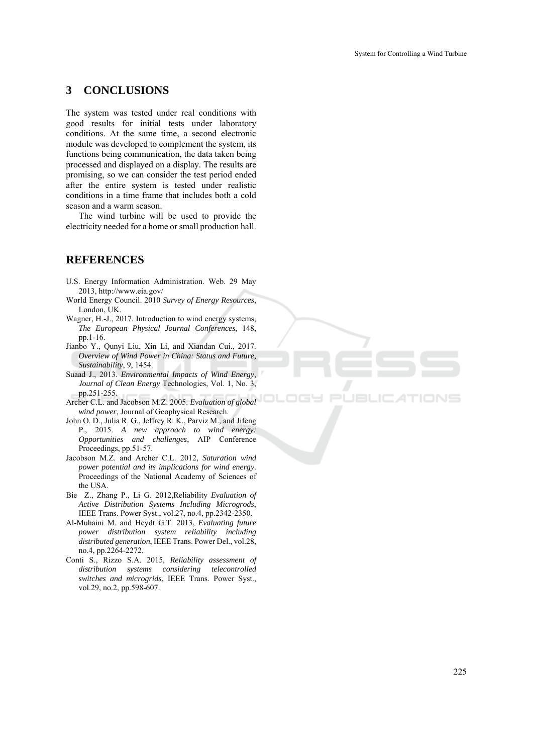## 3 CONCLUSIONS

The system was tested under real conditions with good results for initial tests under laboratory conditions. At the same time, a second electronic module was developed to complement the system, its functions being communication, the data taken being processed and displayed on a display. The results are promising, so we can consider the test period ended after the entire system is tested under realistic conditions in a time frame that includes both a cold season and a warm season.

The wind turbine will be used to provide the electricity needed for a home or small production hall.

## REFERENCES

U.S. Energy Information Administration. Web. 29 May 2013, http://www.eia.gov/

World Energy Council. 2010 *Survey of Energy Resources*, London, UK.

Wagner, H.-J., 2017. Introduction to wind energy systems, *The European Physical Journal Conferences*, 148, pp.1-16.

Jianbo Y., Qunyi Liu, Xin Li, and Xiandan Cui., 2017. *Overview of Wind Power in China: Status and Future, Sustainability*, 9, 1454.

Suaad J., 2013. *Environmental Impacts of Wind Energy, Journal of Clean Energy* Technologies, Vol. 1, No. 3, pp.251-255.

Archer C.L. and Jacobson M.Z. 2005. *Evaluation of global wind power*, Journal of Geophysical Research.

John O. D., Julia R. G., Jeffrey R. K., Parviz M., and Jifeng P., 2015. *A new approach to wind energy: Opportunities and challenges*, AIP Conference Proceedings, pp.51-57.

Jacobson M.Z. and Archer C.L. 2012, *Saturation wind power potential and its implications for wind energy*. Proceedings of the National Academy of Sciences of the USA.

Bie Z., Zhang P., Li G. 2012,Reliability *Evaluation of Active Distribution Systems Including Microgrods*, IEEE Trans. Power Syst., vol.27, no.4, pp.2342-2350.

Al-Muhaini M. and Heydt G.T. 2013, *Evaluating future power distribution system reliability including distributed generation*, IEEE Trans. Power Del., vol.28, no.4, pp.2264-2272.

Conti S., Rizzo S.A. 2015, *Reliability assessment of distribution systems considering telecontrolled switches and microgrids*, IEEE Trans. Power Syst., vol.29, no.2, pp.598-607.